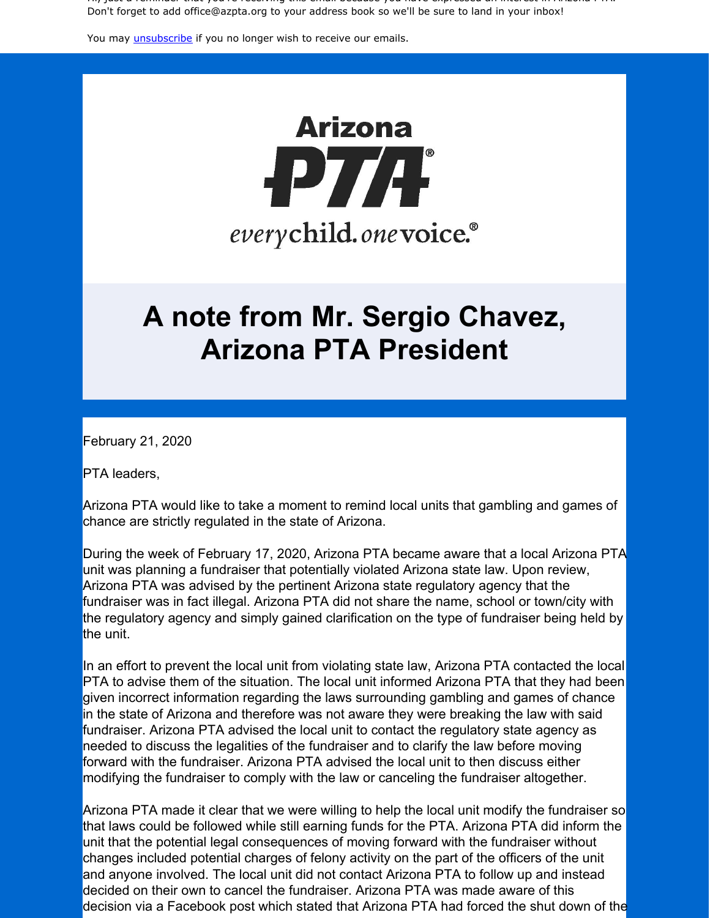Don't forget to add office@azpta.org to your address book so we'll be sure to land in your inbox!

You may unsubscribe if you no longer wish to receive our emails.

Arizona

PTA®

everychild. onevoice.®

# A note from Mr. Sergio Chavez, Arizona PTA President

February 21, 2020

PTA leaders,

Arizona PTA would like to take a moment to remind local units that gambling and games of chance are strictly regulated in the state of Arizona.

During the week of February 17, 2020, Arizona PTA became aware that a local Arizona PTA unit was planning a fundraiser that potentially violated Arizona state law. Upon review, Arizona PTA was advised by the pertinent Arizona state regulatory agency that the fundraiser was in fact illegal. Arizona PTA did not share the name, school or town/city with the regulatory agency and simply gained clarification on the type of fundraiser being held by the unit.

In an effort to prevent the local unit from violating state law, Arizona PTA contacted the local PTA to advise them of the situation. The local unit informed Arizona PTA that they had been given incorrect information regarding the laws surrounding gambling and games of chance in the state of Arizona and therefore was not aware they were breaking the law with said fundraiser. Arizona PTA advised the local unit to contact the regulatory state agency as needed to discuss the legalities of the fundraiser and to clarify the law before moving forward with the fundraiser. Arizona PTA advised the local unit to then discuss either modifying the fundraiser to comply with the law or canceling the fundraiser altogether.

Arizona PTA made it clear that we were willing to help the local unit modify the fundraiser so that laws could be followed while still earning funds for the PTA. Arizona PTA did inform the unit that the potential legal consequences of moving forward with the fundraiser without changes included potential charges of felony activity on the part of the officers of the unit and anyone involved. The local unit did not contact Arizona PTA to follow up and instead decided on their own to cancel the fundraiser. Arizona PTA was made aware of this decision via a Facebook post which stated that Arizona PTA had forced the shut down of the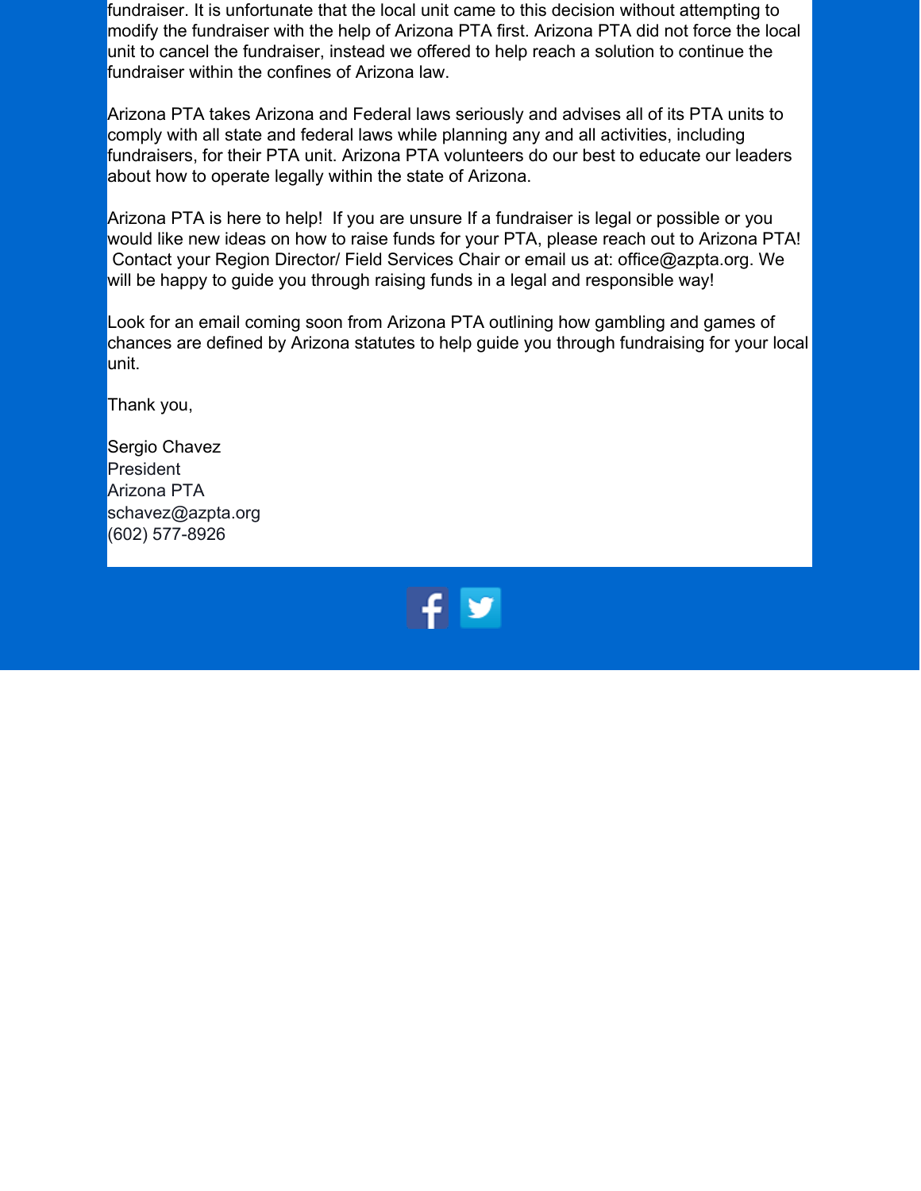fundraiser. It is unfortunate that the local unit came to this decision without attempting to modify the fundraiser with the help of Arizona PTA first. Arizona PTA did not force the local unit to cancel the fundraiser, instead we offered to help reach a solution to continue the fundraiser within the confines of Arizona law.

Arizona PTA takes Arizona and Federal laws seriously and advises all of its PTA units to comply with all state and federal laws while planning any and all activities, including fundraisers, for their PTA unit. Arizona PTA volunteers do our best to educate our leaders about how to operate legally within the state of Arizona.

Arizona PTA is here to help! If you are unsure If a fundraiser is legal or possible or you would like new ideas on how to raise funds for your PTA, please reach out to Arizona PTA! Contact your Region Director/ Field Services Chair or email us at: office@azpta.org. We will be happy to guide you through raising funds in a legal and responsible way!

Look for an email coming soon from Arizona PTA outlining how gambling and games of chances are defined by Arizona statutes to help guide you through fundraising for your local unit.

Thank you,

Sergio Chavez
President
Arizona PTA
schavez@azpta.org
(602) 577-8926